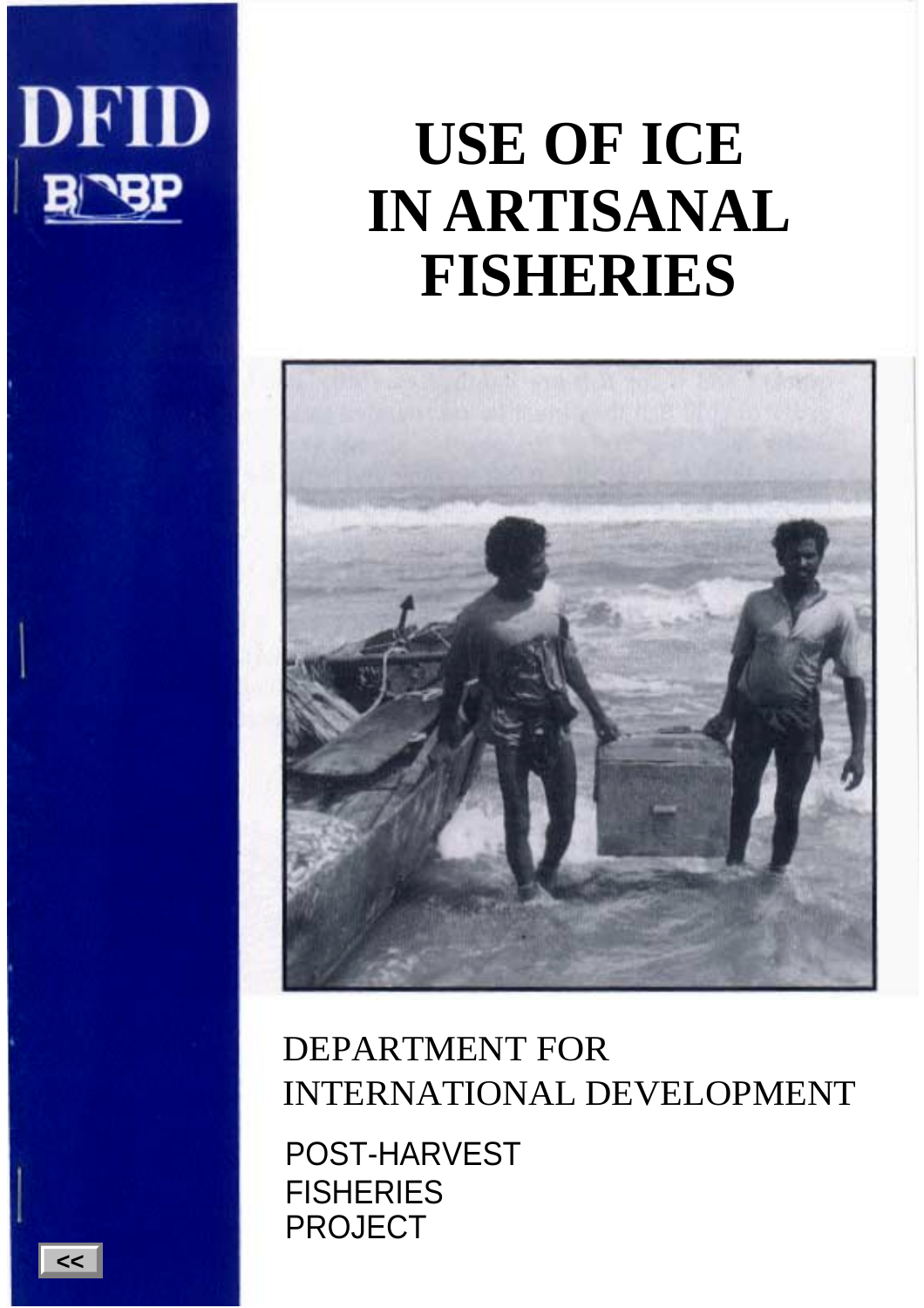DFID

BOBP

# USE OF ICE IN ARTISANAL FISHERIES

DEPARTMENT FOR INTERNATIONAL DEVELOPMENT

POST-HARVEST FISHERIES PROJECT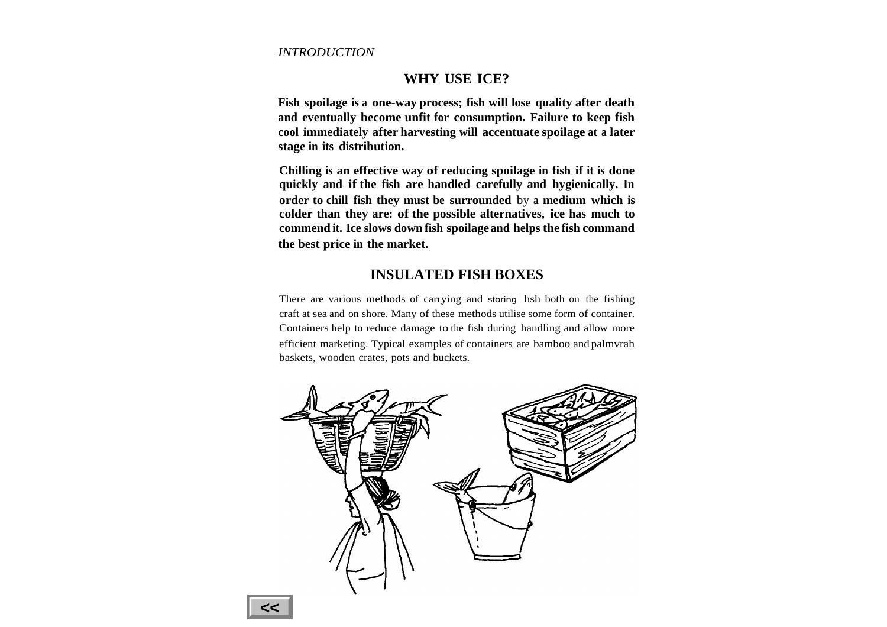*INTRODUCTION*

## WHY USE ICE?

**Fish spoilage is a one-way process; fish will lose quality after death and eventually become unfit for consumption. Failure to keep fish cool immediately after harvesting will accentuate spoilage at a later stage in its distribution.**

**Chilling is an effective way of reducing spoilage in fish if it is done quickly and if the fish are handled carefully and hygienically. In order to chill fish they must be surrounded by a medium which is colder than they are: of the possible alternatives, ice has much to commend it. Ice slows down fish spoilage and helps the fish command the best price in the market.**

## INSULATED FISH BOXES

There are various methods of carrying and storing hsh both on the fishing craft at sea and on shore. Many of these methods utilise some form of container. Containers help to reduce damage to the fish during handling and allow more efficient marketing. Typical examples of containers are bamboo and palmvrah baskets, wooden crates, pots and buckets.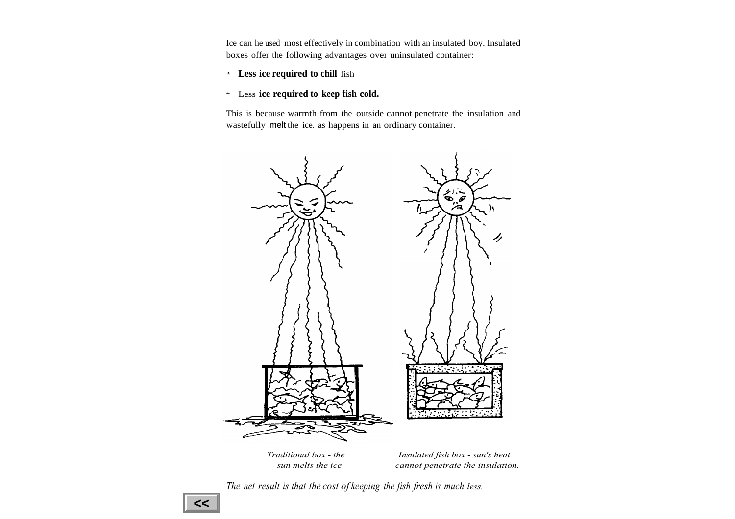Ice can he used most effectively in combination with an insulated boy. Insulated boxes offer the following advantages over uninsulated container:

* **Less ice required to chill** fish
* Less **ice required to keep fish cold.**

This is because warmth from the outside cannot penetrate the insulation and wastefully melt the ice. as happens in an ordinary container.

*Traditional box - the sun melts the ice*

*Insulated fish box - sun's heat cannot penetrate the insulation.*

*The net result is that the cost of keeping the fish fresh is much less.*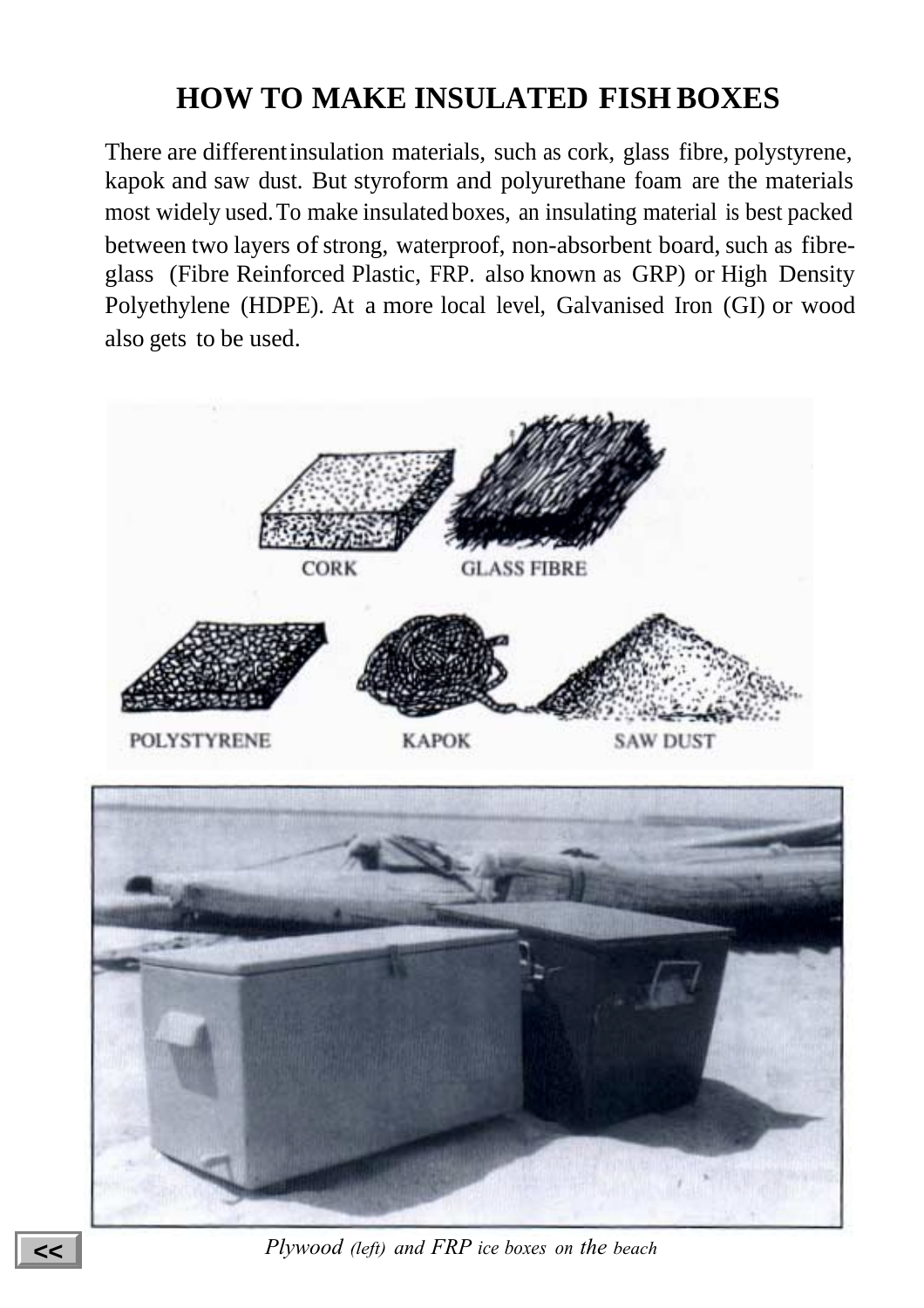# HOW TO MAKE INSULATED FISH BOXES

There are different insulation materials, such as cork, glass fibre, polystyrene, kapok and saw dust. But styroform and polyurethane foam are the materials most widely used. To make insulated boxes, an insulating material is best packed between two layers of strong, waterproof, non-absorbent board, such as fibre-glass (Fibre Reinforced Plastic, FRP. also known as GRP) or High Density Polyethylene (HDPE). At a more local level, Galvanised Iron (GI) or wood also gets to be used.

CORK GLASS FIBRE

POLYSTYRENE KAPOK SAW DUST

*Plywood (left) and FRP ice boxes on the beach*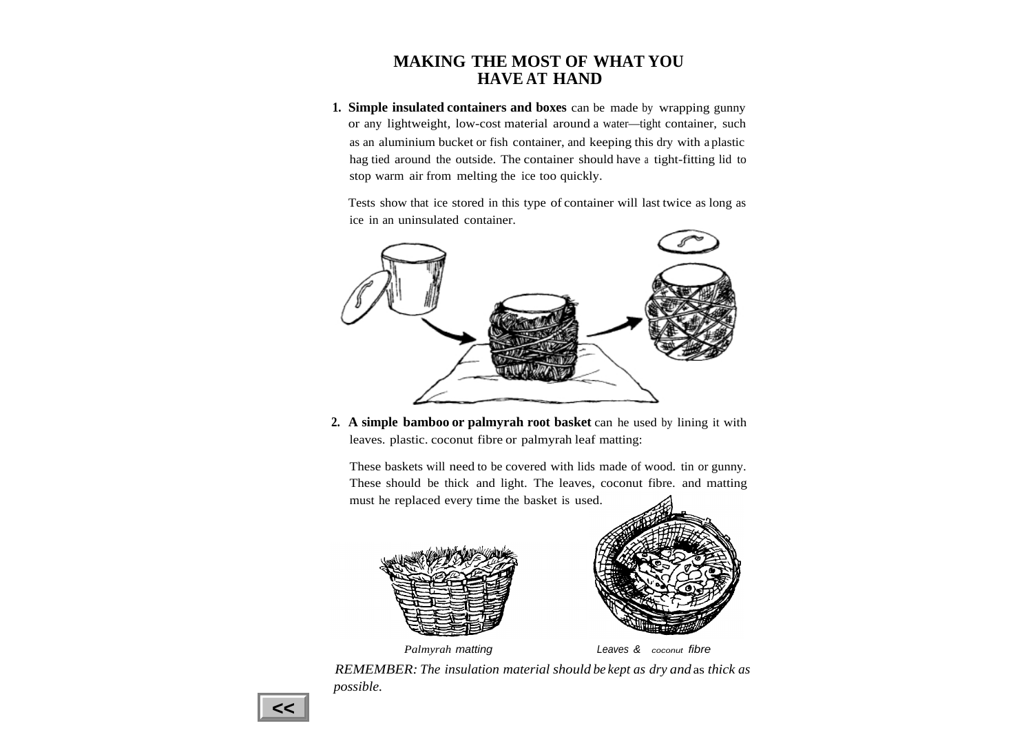# MAKING THE MOST OF WHAT YOU HAVE AT HAND

1. **Simple insulated containers and boxes** can be made by wrapping gunny or any lightweight, low-cost material around a water—tight container, such as an aluminium bucket or fish container, and keeping this dry with a plastic hag tied around the outside. The container should have a tight-fitting lid to stop warm air from melting the ice too quickly.

   Tests show that ice stored in this type of container will last twice as long as ice in an uninsulated container.

2. **A simple bamboo or palmyrah root basket** can he used by lining it with leaves. plastic. coconut fibre or palmyrah leaf matting:

   These baskets will need to be covered with lids made of wood. tin or gunny. These should be thick and light. The leaves, coconut fibre. and matting must he replaced every time the basket is used.

Palmyrah matting

Leaves & coconut fibre

*REMEMBER: The insulation material should be kept as dry and as thick as possible.*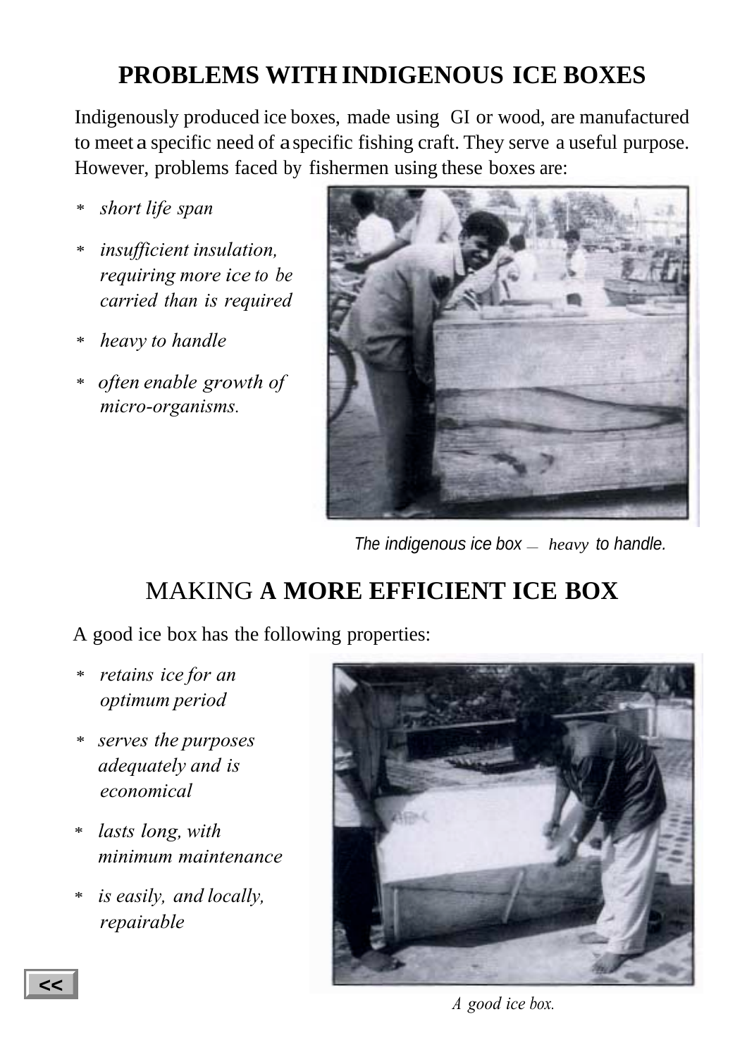## PROBLEMS WITH INDIGENOUS ICE BOXES

Indigenously produced ice boxes, made using GI or wood, are manufactured to meet a specific need of a specific fishing craft. They serve a useful purpose. However, problems faced by fishermen using these boxes are:

- *short life span*
- *insufficient insulation, requiring more ice to be carried than is required*
- *heavy to handle*
- *often enable growth of micro-organisms.*

*The indigenous ice box — heavy to handle.*

## MAKING A MORE EFFICIENT ICE BOX

A good ice box has the following properties:

- *retains ice for an optimum period*
- *serves the purposes adequately and is economical*
- *lasts long, with minimum maintenance*
- *is easily, and locally, repairable*

*A good ice box.*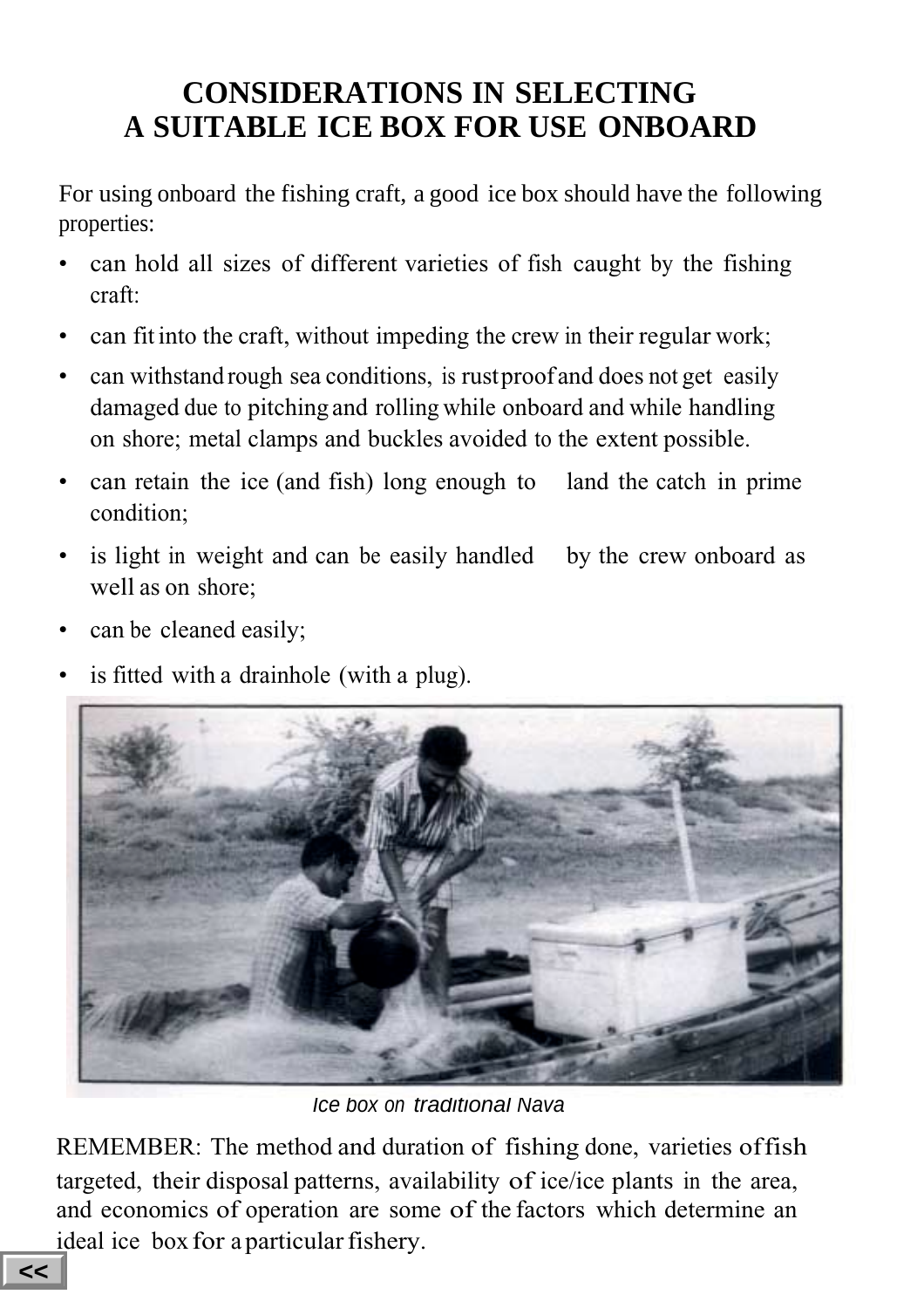# CONSIDERATIONS IN SELECTING A SUITABLE ICE BOX FOR USE ONBOARD

For using onboard the fishing craft, a good ice box should have the following properties:

- can hold all sizes of different varieties of fish caught by the fishing craft:
- can fit into the craft, without impeding the crew in their regular work;
- can withstand rough sea conditions, is rustproof and does not get easily damaged due to pitching and rolling while onboard and while handling on shore; metal clamps and buckles avoided to the extent possible.
- can retain the ice (and fish) long enough to land the catch in prime condition;
- is light in weight and can be easily handled by the crew onboard as well as on shore;
- can be cleaned easily;
- is fitted with a drainhole (with a plug).

*Ice box on traditional Nava*

REMEMBER: The method and duration of fishing done, varieties of fish targeted, their disposal patterns, availability of ice/ice plants in the area, and economics of operation are some of the factors which determine an ideal ice box for a particular fishery.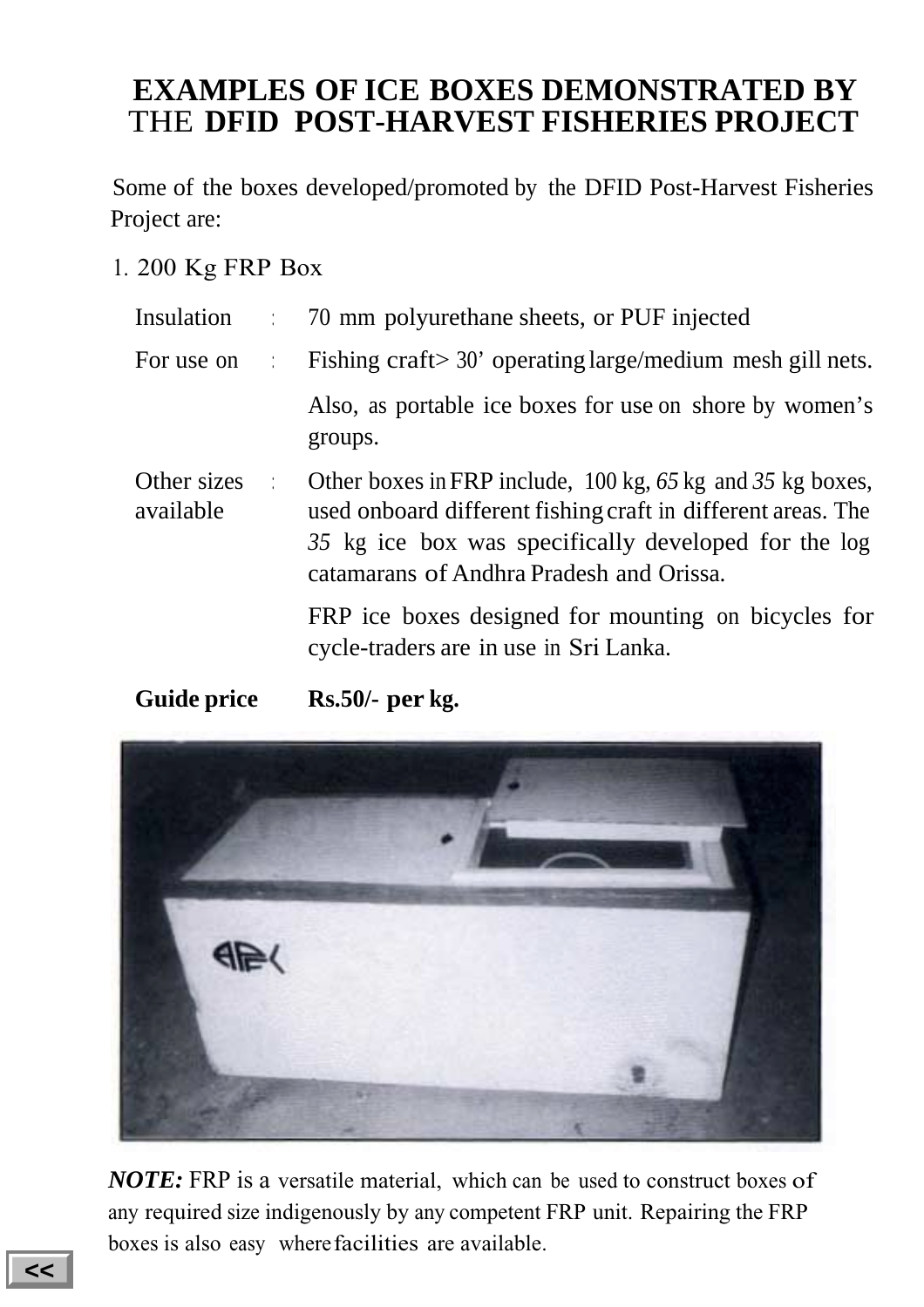# EXAMPLES OF ICE BOXES DEMONSTRATED BY THE DFID POST-HARVEST FISHERIES PROJECT

Some of the boxes developed/promoted by the DFID Post-Harvest Fisheries Project are:

1. 200 Kg FRP Box

| | | |
|---|---|---|
| Insulation | : | 70 mm polyurethane sheets, or PUF injected |
| For use on | : | Fishing craft> 30' operating large/medium mesh gill nets. |
| | | Also, as portable ice boxes for use on shore by women's groups. |
| Other sizes available | : | Other boxes in FRP include, 100 kg, *65* kg and *35* kg boxes, used onboard different fishing craft in different areas. The *35* kg ice box was specifically developed for the log catamarans of Andhra Pradesh and Orissa. |
| | | FRP ice boxes designed for mounting on bicycles for cycle-traders are in use in Sri Lanka. |
| **Guide price** | | **Rs.50/- per kg.** |

***NOTE:*** FRP is a versatile material, which can be used to construct boxes of any required size indigenously by any competent FRP unit. Repairing the FRP boxes is also easy where facilities are available.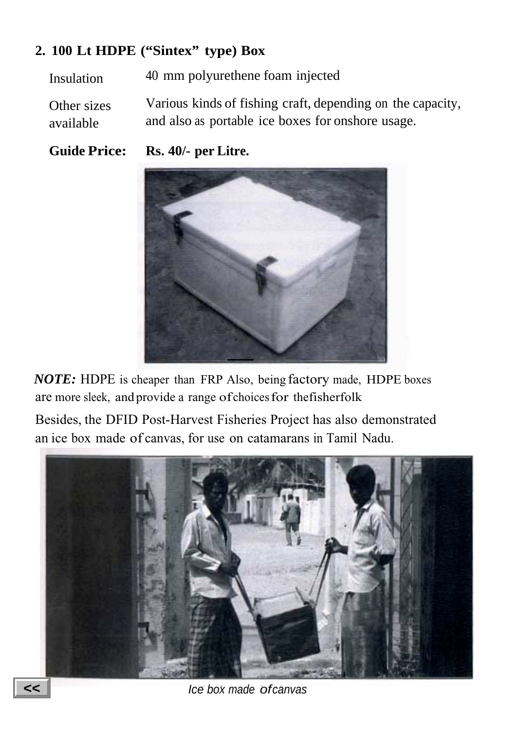## 2. 100 Lt HDPE ("Sintex" type) Box

| | |
|---|---|
| Insulation | 40 mm polyurethene foam injected |
| Other sizes available | Various kinds of fishing craft, depending on the capacity, and also as portable ice boxes for onshore usage. |
| **Guide Price:** | **Rs. 40/- per Litre.** |

***NOTE:*** HDPE is cheaper than FRP Also, being factory made, HDPE boxes are more sleek, and provide a range of choices for the fisherfolk

Besides, the DFID Post-Harvest Fisheries Project has also demonstrated an ice box made of canvas, for use on catamarans in Tamil Nadu.

*Ice box made of canvas*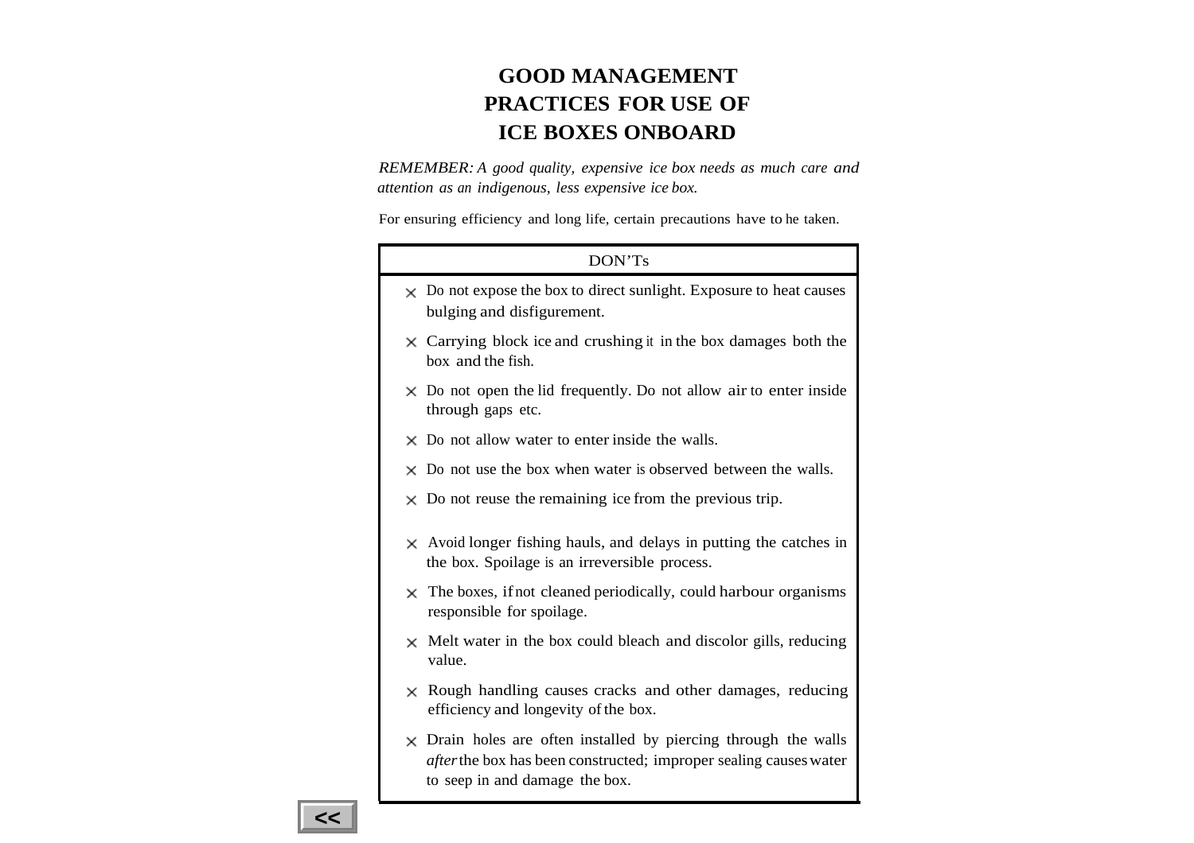# GOOD MANAGEMENT PRACTICES FOR USE OF ICE BOXES ONBOARD

*REMEMBER: A good quality, expensive ice box needs as much care and attention as an indigenous, less expensive ice box.*

For ensuring efficiency and long life, certain precautions have to he taken.

| DON'Ts |
|---|
| × Do not expose the box to direct sunlight. Exposure to heat causes bulging and disfigurement. |
| × Carrying block ice and crushing it in the box damages both the box and the fish. |
| × Do not open the lid frequently. Do not allow air to enter inside through gaps etc. |
| × Do not allow water to enter inside the walls. |
| × Do not use the box when water is observed between the walls. |
| × Do not reuse the remaining ice from the previous trip. |
| × Avoid longer fishing hauls, and delays in putting the catches in the box. Spoilage is an irreversible process. |
| × The boxes, if not cleaned periodically, could harbour organisms responsible for spoilage. |
| × Melt water in the box could bleach and discolor gills, reducing value. |
| × Rough handling causes cracks and other damages, reducing efficiency and longevity of the box. |
| × Drain holes are often installed by piercing through the walls *after* the box has been constructed; improper sealing causes water to seep in and damage the box. |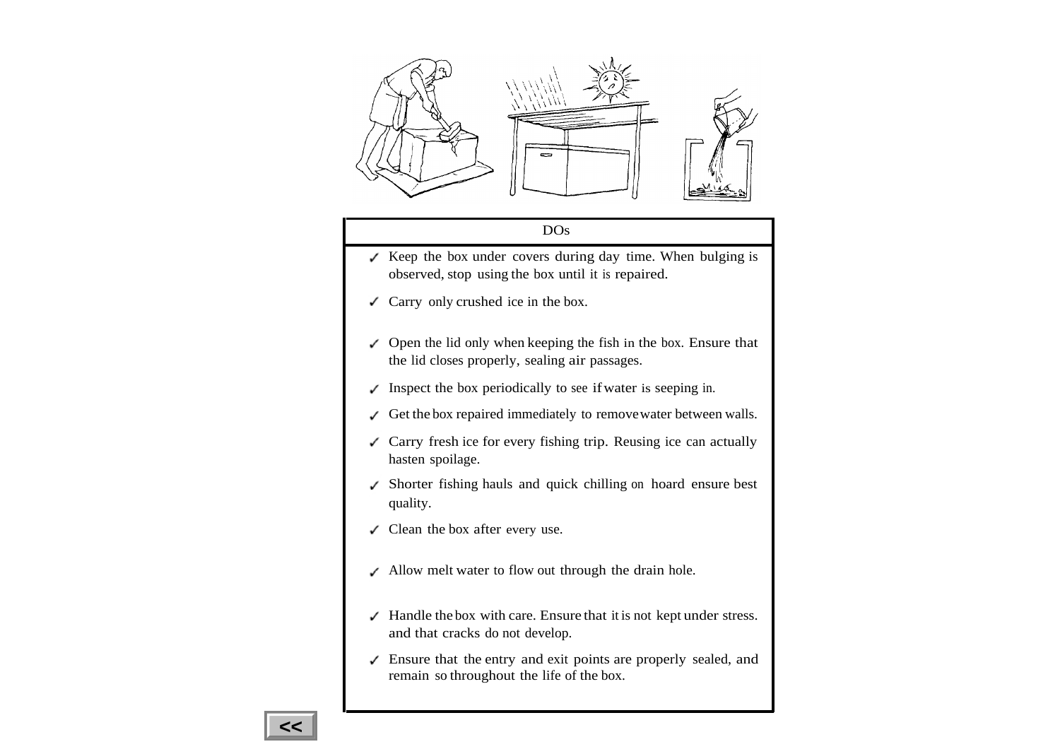## DOs

- ✓ Keep the box under covers during day time. When bulging is observed, stop using the box until it is repaired.
- ✓ Carry only crushed ice in the box.
- ✓ Open the lid only when keeping the fish in the box. Ensure that the lid closes properly, sealing air passages.
- ✓ Inspect the box periodically to see if water is seeping in.
- ✓ Get the box repaired immediately to remove water between walls.
- ✓ Carry fresh ice for every fishing trip. Reusing ice can actually hasten spoilage.
- ✓ Shorter fishing hauls and quick chilling on hoard ensure best quality.
- ✓ Clean the box after every use.
- ✓ Allow melt water to flow out through the drain hole.
- ✓ Handle the box with care. Ensure that it is not kept under stress. and that cracks do not develop.
- ✓ Ensure that the entry and exit points are properly sealed, and remain so throughout the life of the box.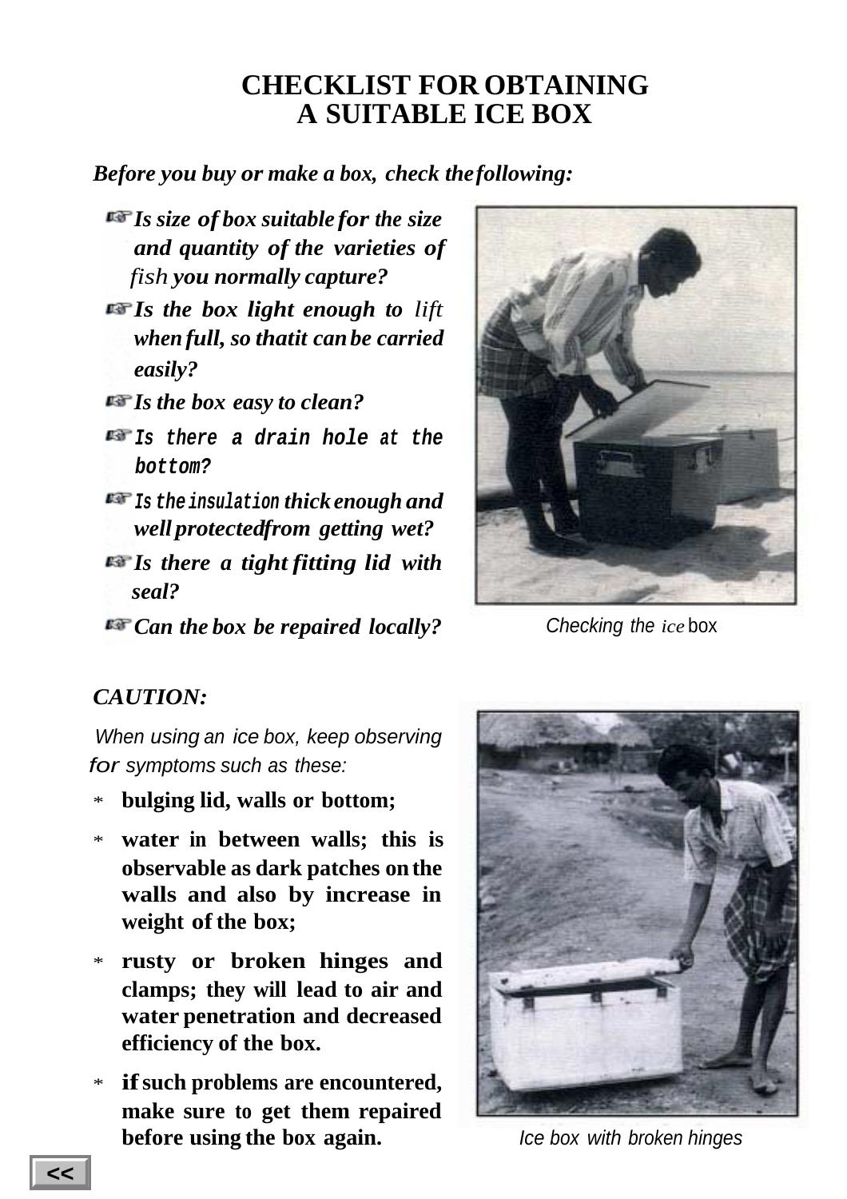# CHECKLIST FOR OBTAINING A SUITABLE ICE BOX

***Before you buy or make a box, check the following:***

- ***Is size of box suitable for the size and quantity of the varieties of fish you normally capture?***
- ***Is the box light enough to lift when full, so that it can be carried easily?***
- ***Is the box easy to clean?***
- ***Is there a drain hole at the bottom?***
- ***Is the insulation thick enough and well protected from getting wet?***
- ***Is there a tight fitting lid with seal?***
- ***Can the box be repaired locally?***

Checking the ice box

## *CAUTION:*

*When using an ice box, keep observing for symptoms such as these:*

* **bulging lid, walls or bottom;**
* **water in between walls; this is observable as dark patches on the walls and also by increase in weight of the box;**
* **rusty or broken hinges and clamps; they will lead to air and water penetration and decreased efficiency of the box.**
* **if such problems are encountered, make sure to get them repaired before using the box again.**

Ice box with broken hinges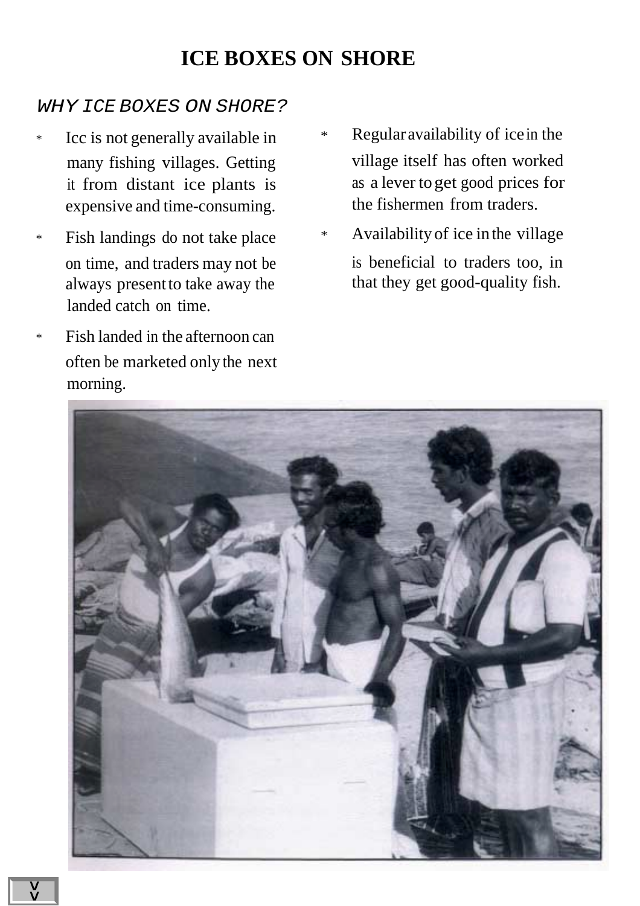# ICE BOXES ON SHORE

## *WHY ICE BOXES ON SHORE?*

* Icc is not generally available in many fishing villages. Getting it from distant ice plants is expensive and time-consuming.
* Fish landings do not take place on time, and traders may not be always present to take away the landed catch on time.
* Fish landed in the afternoon can often be marketed only the next morning.
* Regular availability of ice in the village itself has often worked as a lever to get good prices for the fishermen from traders.
* Availability of ice in the village is beneficial to traders too, in that they get good-quality fish.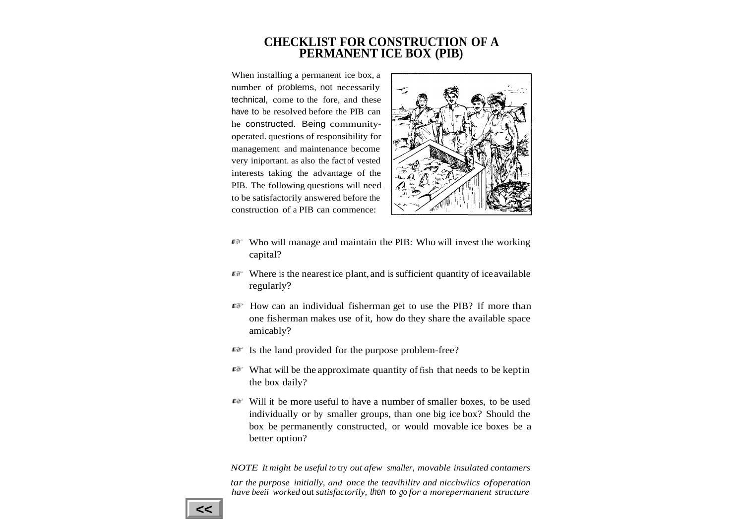# CHECKLIST FOR CONSTRUCTION OF A PERMANENT ICE BOX (PIB)

When installing a permanent ice box, a number of problems, not necessarily technical, come to the fore, and these have to be resolved before the PIB can he constructed. Being community-operated. questions of responsibility for management and maintenance become very iniportant. as also the fact of vested interests taking the advantage of the PIB. The following questions will need to be satisfactorily answered before the construction of a PIB can commence:

- Who will manage and maintain the PIB: Who will invest the working capital?
- Where is the nearest ice plant, and is sufficient quantity of ice available regularly?
- How can an individual fisherman get to use the PIB? If more than one fisherman makes use of it, how do they share the available space amicably?
- Is the land provided for the purpose problem-free?
- What will be the approximate quantity of fish that needs to be kept in the box daily?
- Will it be more useful to have a number of smaller boxes, to be used individually or by smaller groups, than one big ice box? Should the box be permanently constructed, or would movable ice boxes be a better option?

*NOTE It might be useful to try out afew smaller, movable insulated contamers tar the purpose initially, and once the teavihilitv and nicchwiics ofoperation have beeii worked out satisfactorily, then to go for a morepermanent structure*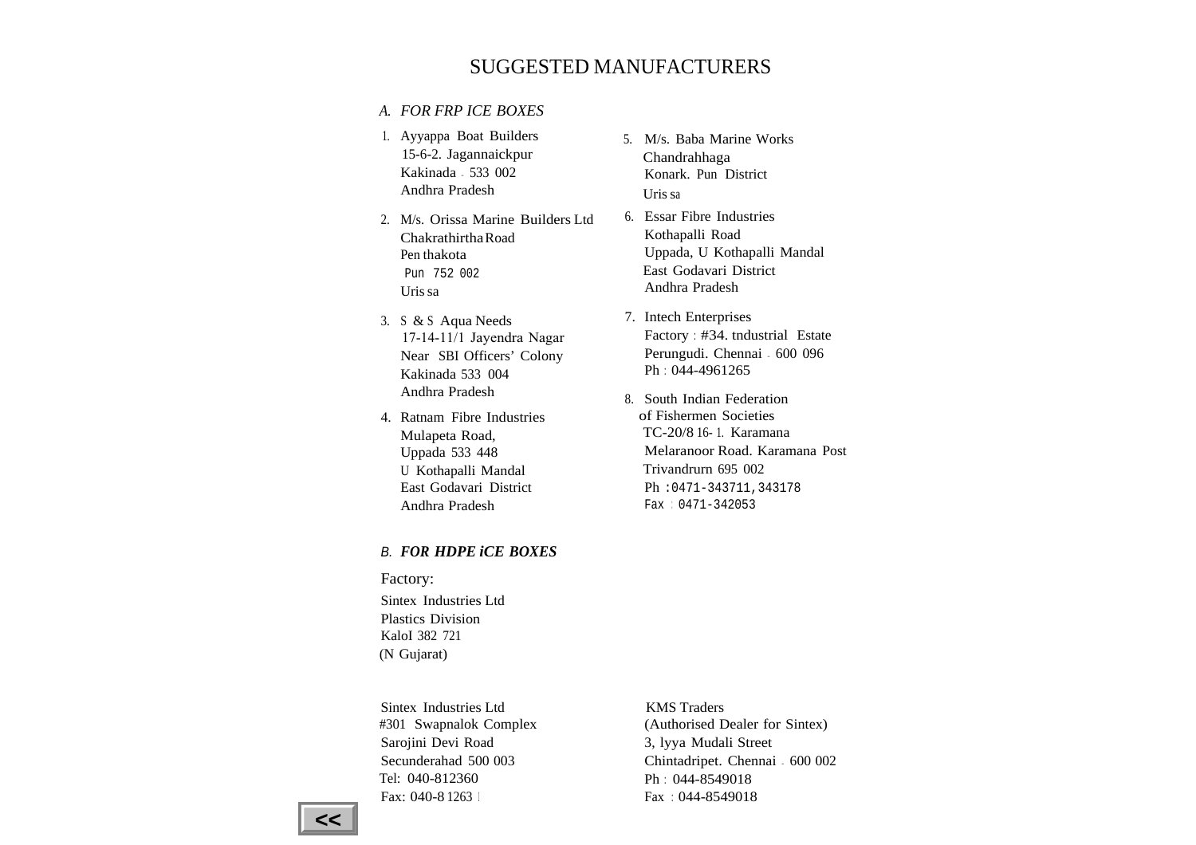# SUGGESTED MANUFACTURERS

## *A. FOR FRP ICE BOXES*

1. Ayyappa Boat Builders
   15-6-2. Jagannaickpur
   Kakinada - 533 002
   Andhra Pradesh

2. M/s. Orissa Marine Builders Ltd
   Chakrathirtha Road
   Pen thakota
   Pun 752 002
   Uris sa

3. S & S Aqua Needs
   17-14-11/1 Jayendra Nagar
   Near SBI Officers' Colony
   Kakinada 533 004
   Andhra Pradesh

4. Ratnam Fibre Industries
   Mulapeta Road,
   Uppada 533 448
   U Kothapalli Mandal
   East Godavari District
   Andhra Pradesh

5. M/s. Baba Marine Works
   Chandrahhaga
   Konark. Pun District
   Uris sa

6. Essar Fibre Industries
   Kothapalli Road
   Uppada, U Kothapalli Mandal
   East Godavari District
   Andhra Pradesh

7. Intech Enterprises
   Factory : #34. tndustrial Estate
   Perungudi. Chennai - 600 096
   Ph : 044-4961265

8. South Indian Federation of Fishermen Societies
   TC-20/8 16- 1. Karamana
   Melaranoor Road. Karamana Post
   Trivandrurn 695 002
   Ph :0471-343711,343178
   Fax : 0471-342053

## *B. FOR HDPE iCE BOXES*

Factory:

Sintex Industries Ltd
Plastics Division
KaloI 382 721
(N Gujarat)

Sintex Industries Ltd
#301 Swapnalok Complex
Sarojini Devi Road
Secunderahad 500 003
Tel: 040-812360
Fax: 040-8 1263 l

KMS Traders
(Authorised Dealer for Sintex)
3, lyya Mudali Street
Chintadripet. Chennai - 600 002
Ph : 044-8549018
Fax : 044-8549018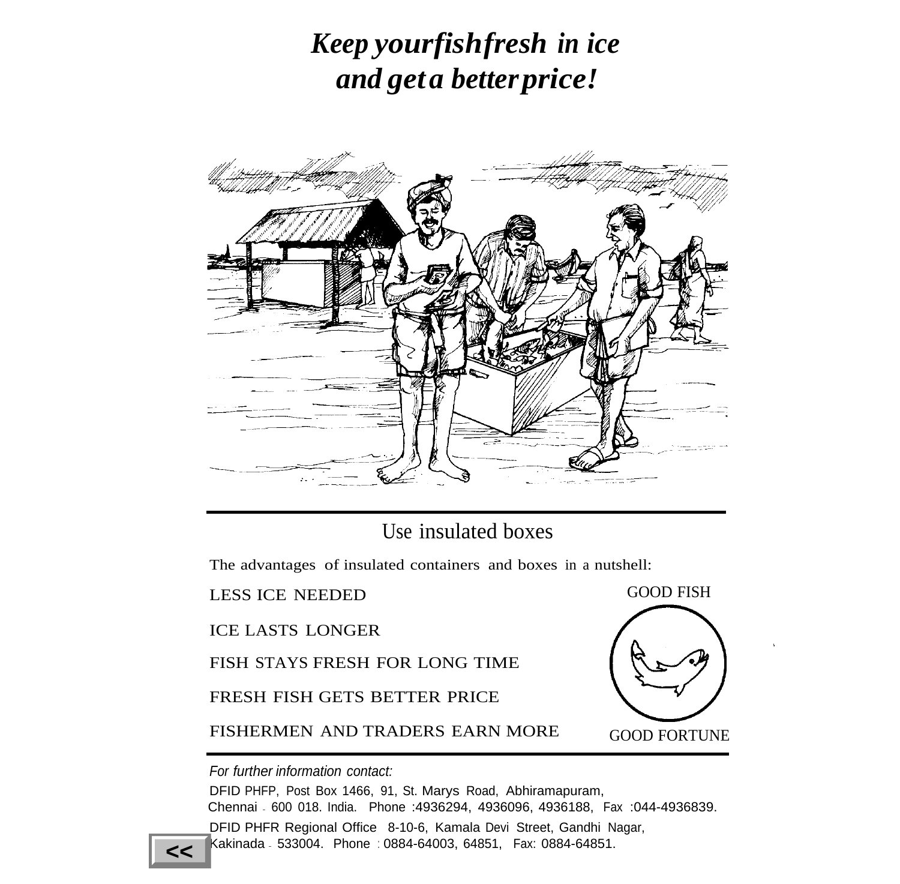# *Keep your fish fresh in ice and get a better price!*

## Use insulated boxes

The advantages of insulated containers and boxes in a nutshell:

LESS ICE NEEDED

ICE LASTS LONGER

FISH STAYS FRESH FOR LONG TIME

FRESH FISH GETS BETTER PRICE

FISHERMEN AND TRADERS EARN MORE

GOOD FISH

GOOD FORTUNE

*For further information contact:*

DFID PHFP, Post Box 1466, 91, St. Marys Road, Abhiramapuram, Chennai - 600 018. India. Phone :4936294, 4936096, 4936188, Fax :044-4936839.

DFID PHFR Regional Office 8-10-6, Kamala Devi Street, Gandhi Nagar, Kakinada - 533004. Phone : 0884-64003, 64851, Fax: 0884-64851.